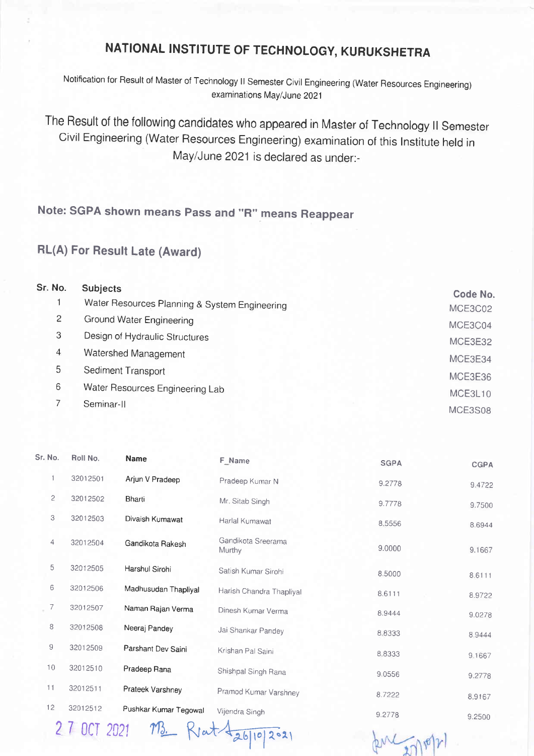# NATIONAL INSTITUTE OF TECHNOLOGY, KURUKSHETRA

Notification for Result of Master of Technology II Semester Civil Engineering (Water Resources Engineering) examinations May/June 2021

The Result of the following candidates who appeared in Master of Technology II Semester Civil Engineering (Water Resources Engineering) examination of this Institute held in May/June 2021 is declared as under:-

**Note: SGPA shown means Pass and "R" means Reappear**

**RL(A) For Result Late (Award)**

| Sr. No. | Subjects | Code No. |
|---|---|---|
| 1 | Water Resources Planning & System Engineering | MCE3C02 |
| 2 | Ground Water Engineering | MCE3C04 |
| 3 | Design of Hydraulic Structures | MCE3E32 |
| 4 | Watershed Management | MCE3E34 |
| 5 | Sediment Transport | MCE3E36 |
| 6 | Water Resources Engineering Lab | MCE3L10 |
| 7 | Seminar-II | MCE3S08 |

| Sr. No. | Roll No. | Name | F_Name | SGPA | CGPA |
|---|---|---|---|---|---|
| 1 | 32012501 | Arjun V Pradeep | Pradeep Kumar N | 9.2778 | 9.4722 |
| 2 | 32012502 | Bharti | Mr. Sitab Singh | 9.7778 | 9.7500 |
| 3 | 32012503 | Divaish Kumawat | Harlal Kumawat | 8.5556 | 8.6944 |
| 4 | 32012504 | Gandikota Rakesh | Gandikota Sreerama Murthy | 9.0000 | 9.1667 |
| 5 | 32012505 | Harshul Sirohi | Satish Kumar Sirohi | 8.5000 | 8.6111 |
| 6 | 32012506 | Madhusudan Thapliyal | Harish Chandra Thapliyal | 8.6111 | 8.9722 |
| 7 | 32012507 | Naman Rajan Verma | Dinesh Kumar Verma | 8.9444 | 9.0278 |
| 8 | 32012508 | Neeraj Pandey | Jai Shankar Pandey | 8.8333 | 8.9444 |
| 9 | 32012509 | Parshant Dev Saini | Krishan Pal Saini | 8.8333 | 9.1667 |
| 10 | 32012510 | Pradeep Rana | Shishpal Singh Rana | 9.0556 | 9.2778 |
| 11 | 32012511 | Prateek Varshney | Pramod Kumar Varshney | 8.7222 | 8.9167 |
| 12 | 32012512 | Pushkar Kumar Tegowal | Vijendra Singh | 9.2778 | 9.2500 |

27 OCT 2021 26/10/2021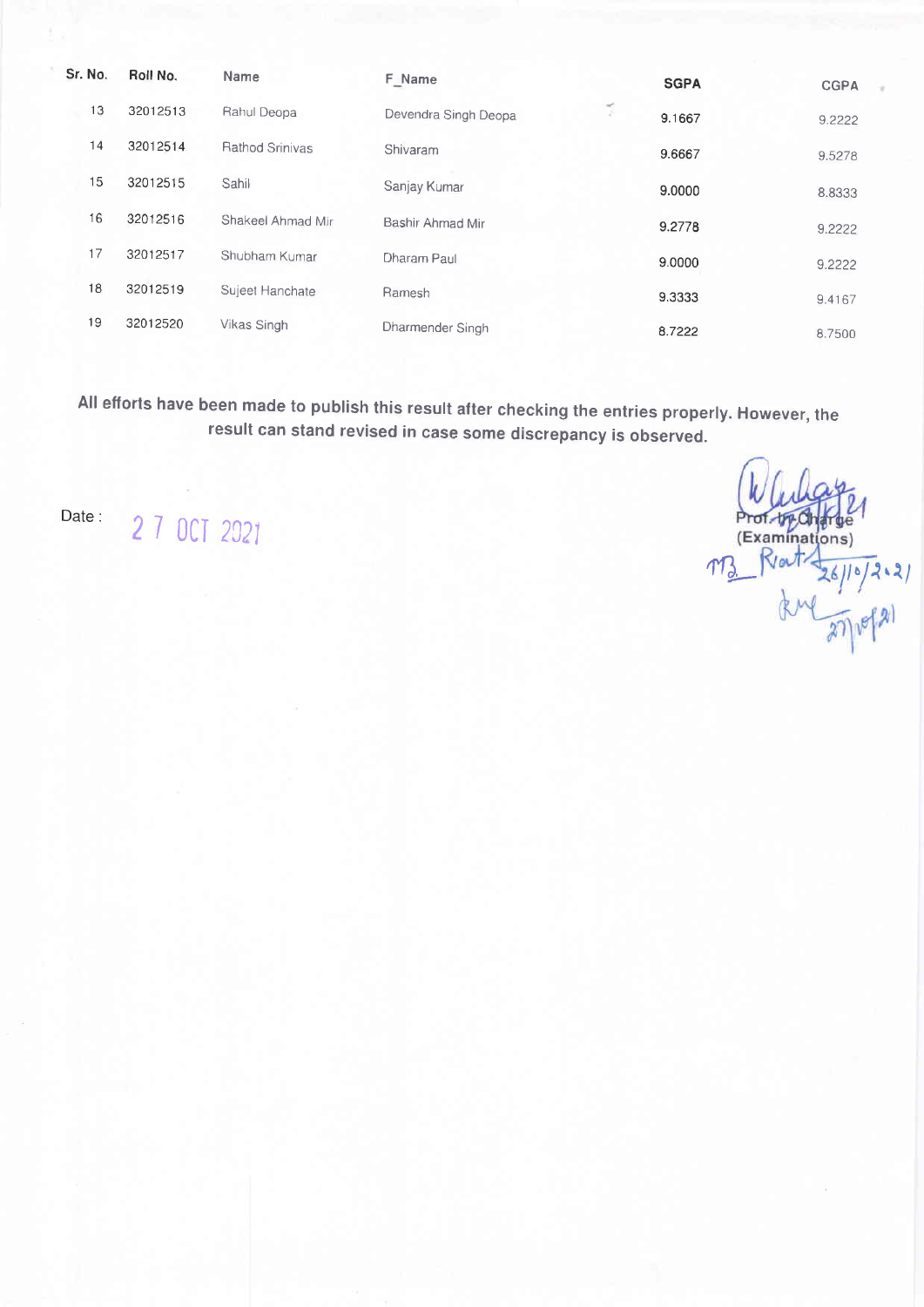| Sr. No. | Roll No. | Name | F_Name | SGPA | CGPA |
|---|---|---|---|---|---|
| 13 | 32012513 | Rahul Deopa | Devendra Singh Deopa | 9.1667 | 9.2222 |
| 14 | 32012514 | Rathod Srinivas | Shivaram | 9.6667 | 9.5278 |
| 15 | 32012515 | Sahil | Sanjay Kumar | 9.0000 | 8.8333 |
| 16 | 32012516 | Shakeel Ahmad Mir | Bashir Ahmad Mir | 9.2778 | 9.2222 |
| 17 | 32012517 | Shubham Kumar | Dharam Paul | 9.0000 | 9.2222 |
| 18 | 32012519 | Sujeet Hanchate | Ramesh | 9.3333 | 9.4167 |
| 19 | 32012520 | Vikas Singh | Dharmender Singh | 8.7222 | 8.7500 |

**All efforts have been made to publish this result after checking the entries properly. However, the result can stand revised in case some discrepancy is observed.**

Date : 27 OCT 2021

Prof. In-Charge
(Examinations)